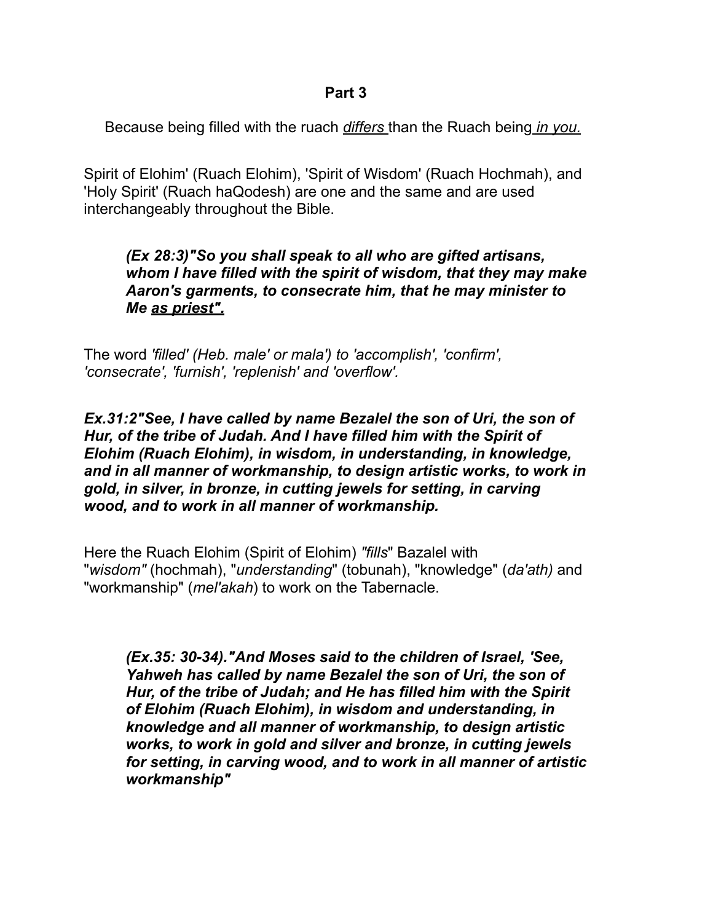**Part 3**

Because being filled with the ruach <u>*differs*</u> than the Ruach being <u>*in you.*</u>

Spirit of Elohim' (Ruach Elohim), 'Spirit of Wisdom' (Ruach Hochmah), and 'Holy Spirit' (Ruach haQodesh) are one and the same and are used interchangeably throughout the Bible.

> ***(Ex 28:3)"So you shall speak to all who are gifted artisans, whom I have filled with the spirit of wisdom, that they may make Aaron's garments, to consecrate him, that he may minister to Me <u>as priest".</u>***

The word *'filled' (Heb. male' or mala') to 'accomplish', 'confirm', 'consecrate', 'furnish', 'replenish' and 'overflow'.*

***Ex.31:2"See, I have called by name Bezalel the son of Uri, the son of Hur, of the tribe of Judah. And I have filled him with the Spirit of Elohim (Ruach Elohim), in wisdom, in understanding, in knowledge, and in all manner of workmanship, to design artistic works, to work in gold, in silver, in bronze, in cutting jewels for setting, in carving wood, and to work in all manner of workmanship.***

Here the Ruach Elohim (Spirit of Elohim) *"fills"* Bazalel with "*wisdom"* (hochmah), "*understanding*" (tobunah), "knowledge" (*da'ath)* and "workmanship" (*mel'akah*) to work on the Tabernacle.

> ***(Ex.35: 30-34)."And Moses said to the children of Israel, 'See, Yahweh has called by name Bezalel the son of Uri, the son of Hur, of the tribe of Judah; and He has filled him with the Spirit of Elohim (Ruach Elohim), in wisdom and understanding, in knowledge and all manner of workmanship, to design artistic works, to work in gold and silver and bronze, in cutting jewels for setting, in carving wood, and to work in all manner of artistic workmanship"***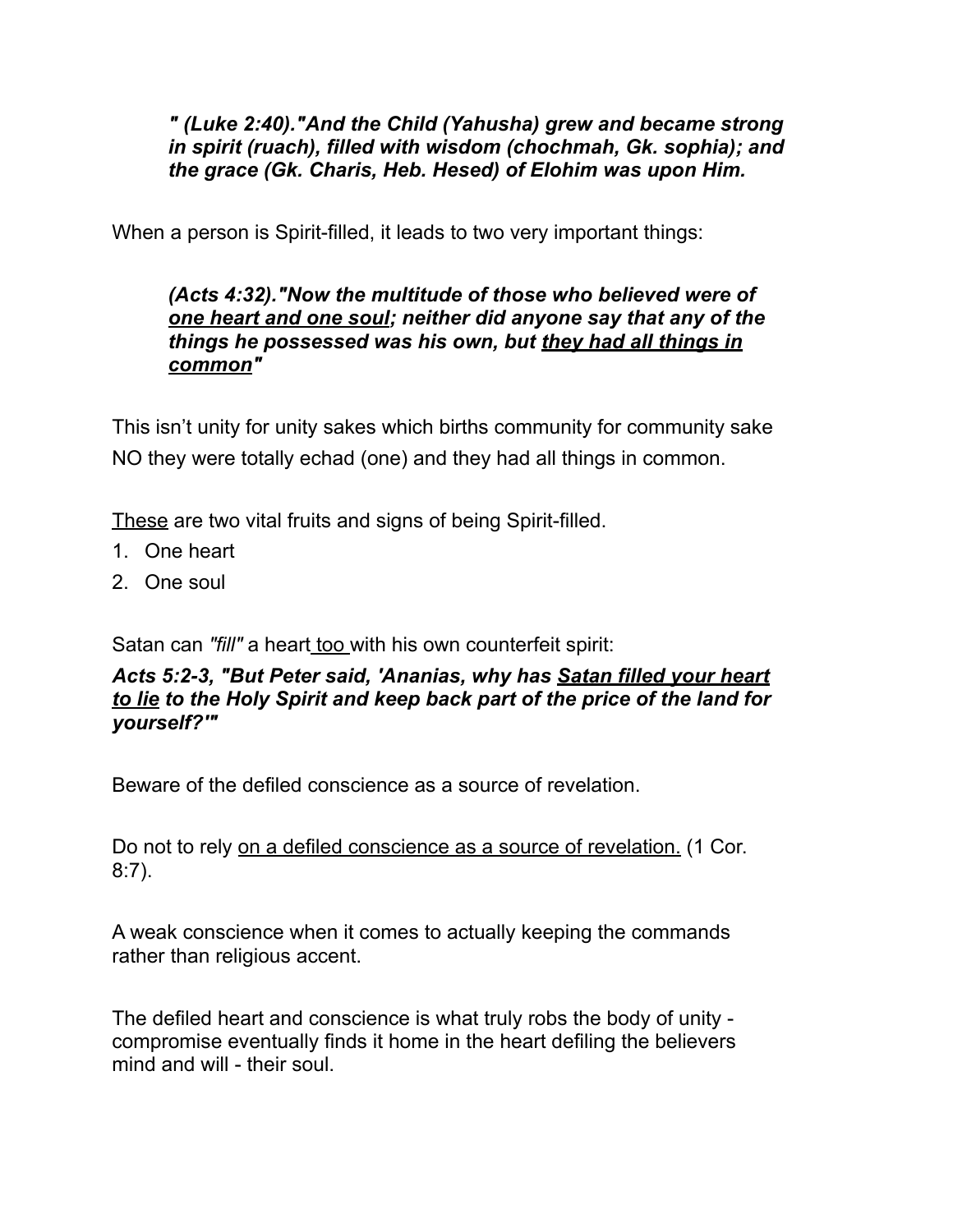> ***" (Luke 2:40)."And the Child (Yahusha) grew and became strong in spirit (ruach), filled with wisdom (chochmah, Gk. sophia); and the grace (Gk. Charis, Heb. Hesed) of Elohim was upon Him.***

When a person is Spirit-filled, it leads to two very important things:

> ***(Acts 4:32)."Now the multitude of those who believed were of <u>one heart and one soul</u>; neither did anyone say that any of the things he possessed was his own, but <u>they had all things in common</u>"***

This isn't unity for unity sakes which births community for community sake NO they were totally echad (one) and they had all things in common.

<u>These</u> are two vital fruits and signs of being Spirit-filled.

1. One heart
2. One soul

Satan can *"fill"* a heart<u> too </u>with his own counterfeit spirit:

***Acts 5:2-3, "But Peter said, 'Ananias, why has <u>Satan filled your heart to lie</u> to the Holy Spirit and keep back part of the price of the land for yourself?'"***

Beware of the defiled conscience as a source of revelation.

Do not to rely <u>on a defiled conscience as a source of revelation.</u> (1 Cor. 8:7).

A weak conscience when it comes to actually keeping the commands rather than religious accent.

The defiled heart and conscience is what truly robs the body of unity - compromise eventually finds it home in the heart defiling the believers mind and will - their soul.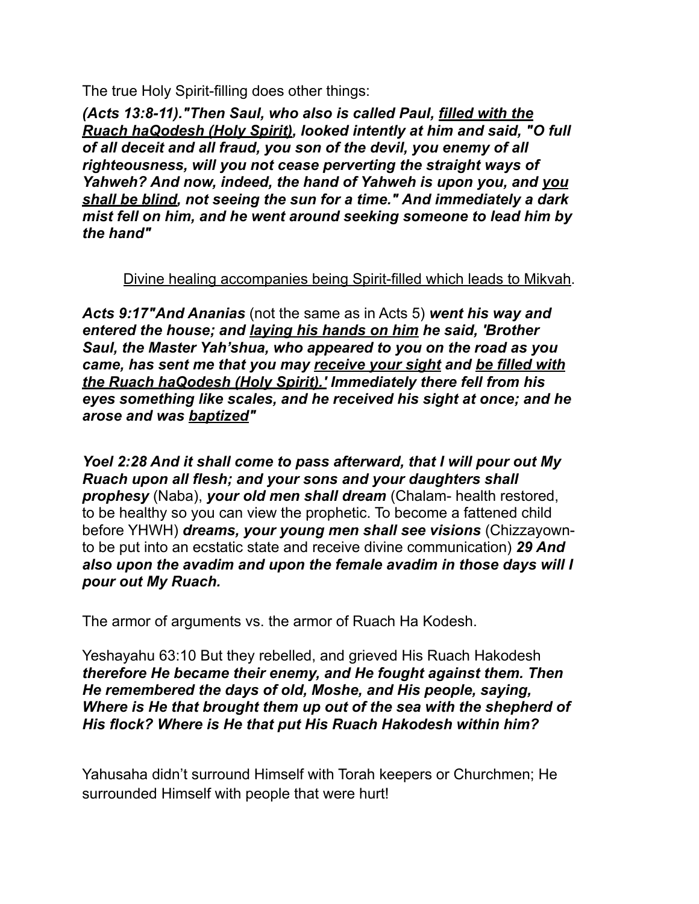The true Holy Spirit-filling does other things:

***(Acts 13:8-11)."Then Saul, who also is called Paul, <u>filled with the Ruach haQodesh (Holy Spirit)</u>, looked intently at him and said, "O full of all deceit and all fraud, you son of the devil, you enemy of all righteousness, will you not cease perverting the straight ways of Yahweh? And now, indeed, the hand of Yahweh is upon you, and <u>you shall be blind</u>, not seeing the sun for a time." And immediately a dark mist fell on him, and he went around seeking someone to lead him by the hand"***

<u>Divine healing accompanies being Spirit-filled which leads to Mikvah</u>.

***Acts 9:17"And Ananias*** (not the same as in Acts 5) ***went his way and entered the house; and <u>laying his hands on him</u> he said, 'Brother Saul, the Master Yah'shua, who appeared to you on the road as you came, has sent me that you may <u>receive your sight</u> and <u>be filled with the Ruach haQodesh (Holy Spirit).'</u> Immediately there fell from his eyes something like scales, and he received his sight at once; and he arose and was <u>baptized</u>"***

***Yoel 2:28 And it shall come to pass afterward, that I will pour out My Ruach upon all flesh; and your sons and your daughters shall prophesy*** (Naba), ***your old men shall dream*** (Chalam- health restored, to be healthy so you can view the prophetic. To become a fattened child before YHWH) ***dreams, your young men shall see visions*** (Chizzayown- to be put into an ecstatic state and receive divine communication) ***29 And also upon the avadim and upon the female avadim in those days will I pour out My Ruach.***

The armor of arguments vs. the armor of Ruach Ha Kodesh.

Yeshayahu 63:10 But they rebelled, and grieved His Ruach Hakodesh ***therefore He became their enemy, and He fought against them. Then He remembered the days of old, Moshe, and His people, saying, Where is He that brought them up out of the sea with the shepherd of His flock? Where is He that put His Ruach Hakodesh within him?***

Yahusaha didn't surround Himself with Torah keepers or Churchmen; He surrounded Himself with people that were hurt!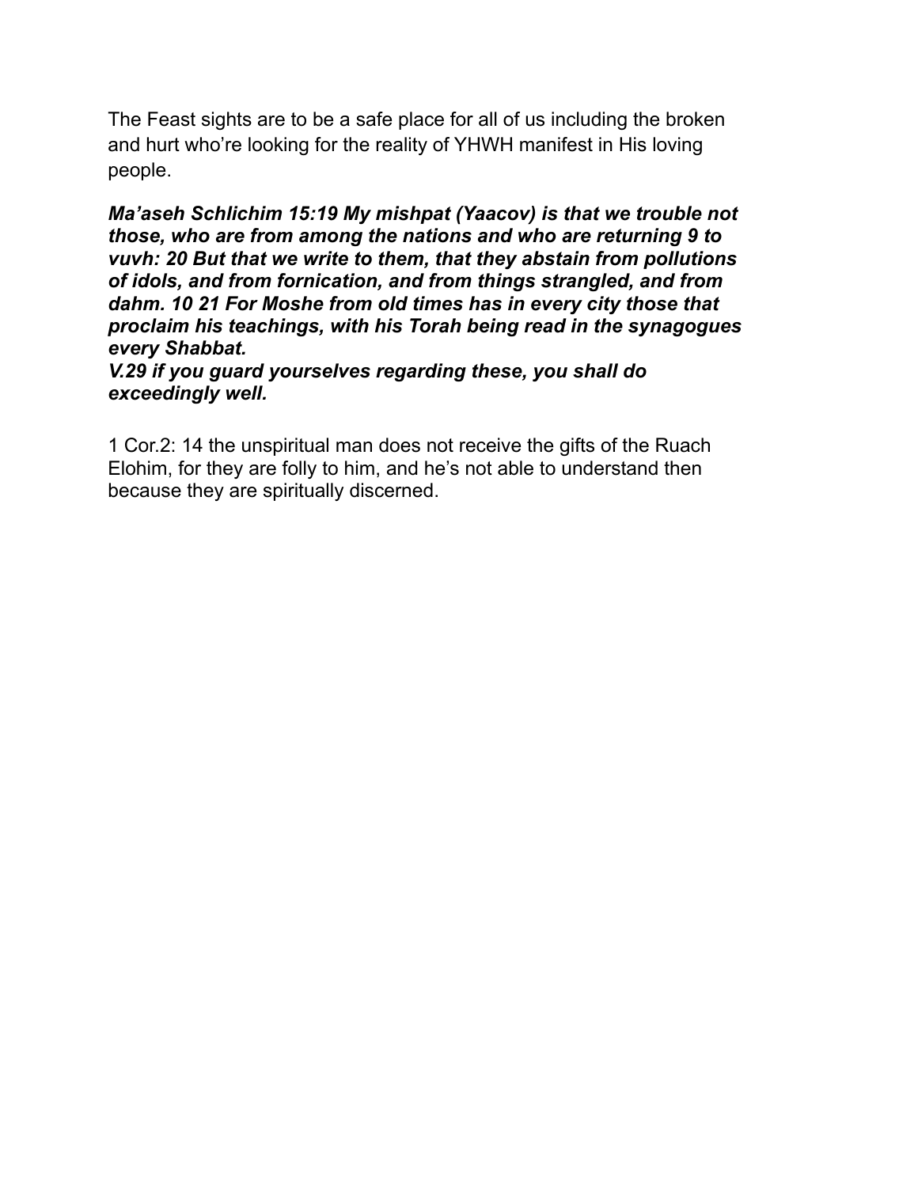The Feast sights are to be a safe place for all of us including the broken and hurt who're looking for the reality of YHWH manifest in His loving people.

***Ma'aseh Schlichim 15:19 My mishpat (Yaacov) is that we trouble not those, who are from among the nations and who are returning 9 to vuvh: 20 But that we write to them, that they abstain from pollutions of idols, and from fornication, and from things strangled, and from dahm. 10 21 For Moshe from old times has in every city those that proclaim his teachings, with his Torah being read in the synagogues every Shabbat.***
***V.29 if you guard yourselves regarding these, you shall do exceedingly well.***

1 Cor.2: 14 the unspiritual man does not receive the gifts of the Ruach Elohim, for they are folly to him, and he's not able to understand then because they are spiritually discerned.